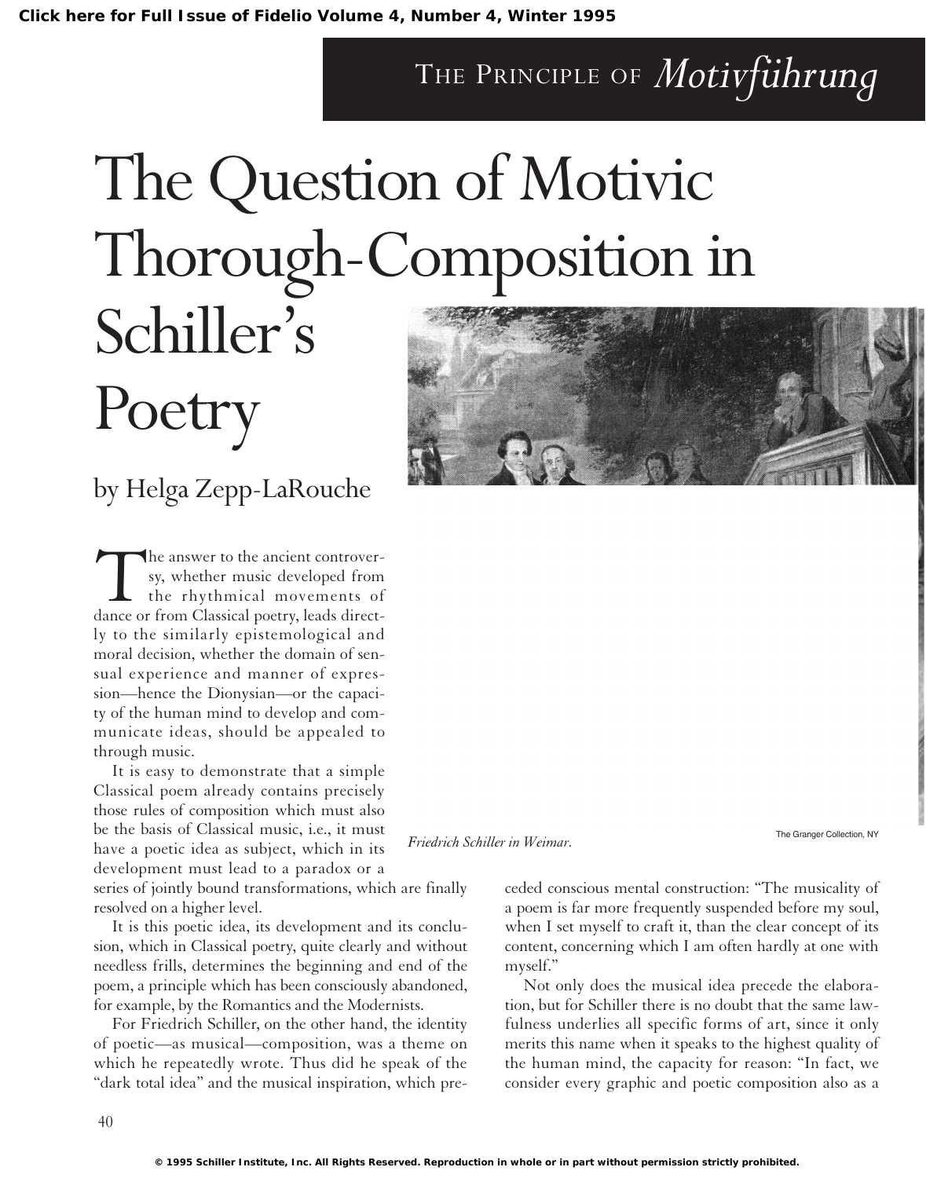THE PRINCIPLE OF *Motivführung*

# The Question of Motivic Thorough-Composition in Schiller's Poetry

## by Helga Zepp-LaRouche

Friedrich Schiller in Weimar.

The Granger Collection, NY

The answer to the ancient controversy, whether music developed from the rhythmical movements of dance or from Classical poetry, leads directly to the similarly epistemological and moral decision, whether the domain of sensual experience and manner of expression—hence the Dionysian—or the capacity of the human mind to develop and communicate ideas, should be appealed to through music.

It is easy to demonstrate that a simple Classical poem already contains precisely those rules of composition which must also be the basis of Classical music, i.e., it must have a poetic idea as subject, which in its development must lead to a paradox or a series of jointly bound transformations, which are finally resolved on a higher level.

It is this poetic idea, its development and its conclusion, which in Classical poetry, quite clearly and without needless frills, determines the beginning and end of the poem, a principle which has been consciously abandoned, for example, by the Romantics and the Modernists.

For Friedrich Schiller, on the other hand, the identity of poetic—as musical—composition, was a theme on which he repeatedly wrote. Thus did he speak of the "dark total idea" and the musical inspiration, which preceded conscious mental construction: "The musicality of a poem is far more frequently suspended before my soul, when I set myself to craft it, than the clear concept of its content, concerning which I am often hardly at one with myself."

Not only does the musical idea precede the elaboration, but for Schiller there is no doubt that the same lawfulness underlies all specific forms of art, since it only merits this name when it speaks to the highest quality of the human mind, the capacity for reason: "In fact, we consider every graphic and poetic composition also as a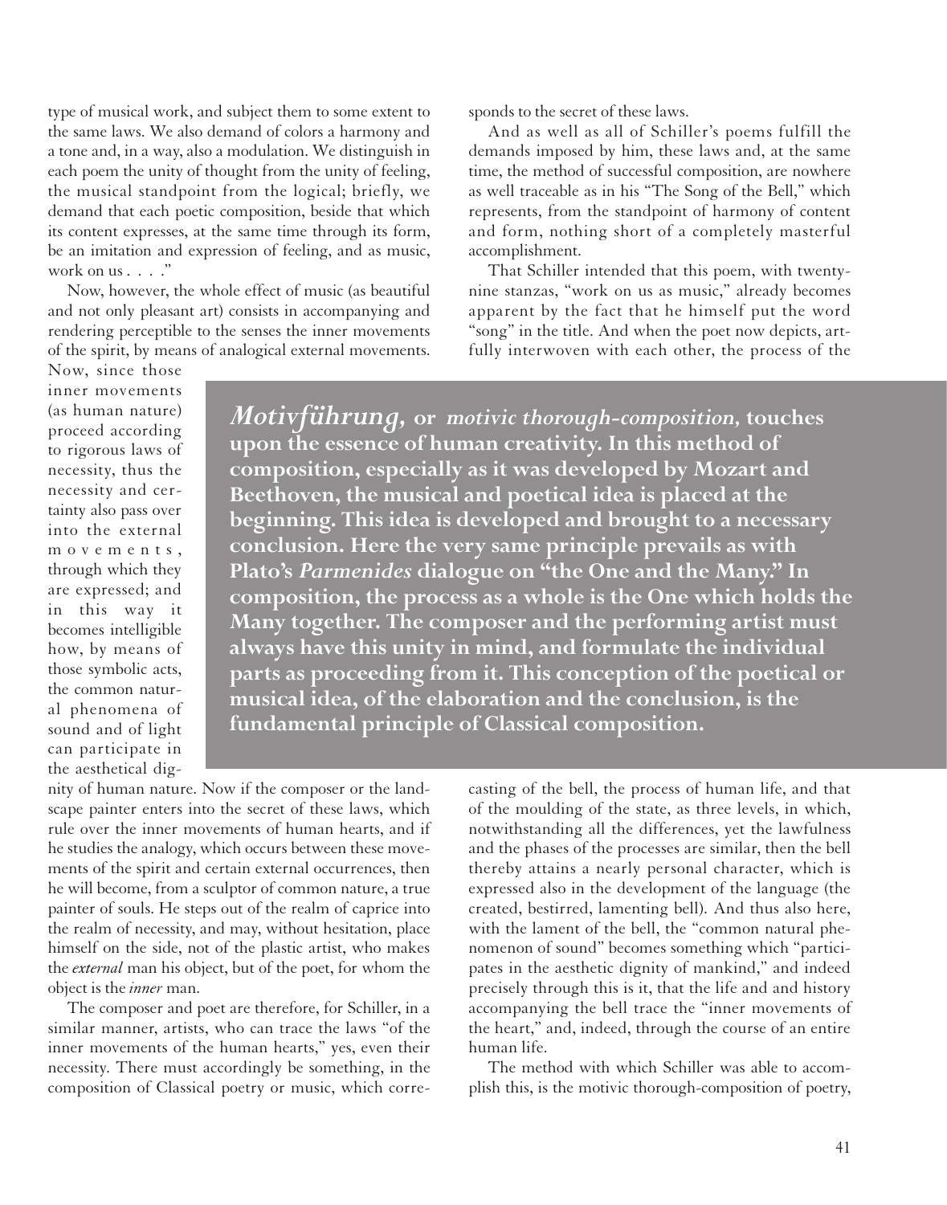type of musical work, and subject them to some extent to the same laws. We also demand of colors a harmony and a tone and, in a way, also a modulation. We distinguish in each poem the unity of thought from the unity of feeling, the musical standpoint from the logical; briefly, we demand that each poetic composition, beside that which its content expresses, at the same time through its form, be an imitation and expression of feeling, and as music, work on us . . . ."

Now, however, the whole effect of music (as beautiful and not only pleasant art) consists in accompanying and rendering perceptible to the senses the inner movements of the spirit, by means of analogical external movements. Now, since those inner movements (as human nature) proceed according to rigorous laws of necessity, thus the necessity and certainty also pass over into the external movements, through which they are expressed; and in this way it becomes intelligible how, by means of those symbolic acts, the common natural phenomena of sound and of light can participate in the aesthetical dignity of human nature. Now if the composer or the landscape painter enters into the secret of these laws, which rule over the inner movements of human hearts, and if he studies the analogy, which occurs between these movements of the spirit and certain external occurrences, then he will become, from a sculptor of common nature, a true painter of souls. He steps out of the realm of caprice into the realm of necessity, and may, without hesitation, place himself on the side, not of the plastic artist, who makes the *external* man his object, but of the poet, for whom the object is the *inner* man.

The composer and poet are therefore, for Schiller, in a similar manner, artists, who can trace the laws "of the inner movements of the human hearts," yes, even their necessity. There must accordingly be something, in the composition of Classical poetry or music, which corresponds to the secret of these laws.

And as well as all of Schiller's poems fulfill the demands imposed by him, these laws and, at the same time, the method of successful composition, are nowhere as well traceable as in his "The Song of the Bell," which represents, from the standpoint of harmony of content and form, nothing short of a completely masterful accomplishment.

That Schiller intended that this poem, with twenty-nine stanzas, "work on us as music," already becomes apparent by the fact that he himself put the word "song" in the title. And when the poet now depicts, artfully interwoven with each other, the process of the casting of the bell, the process of human life, and that of the moulding of the state, as three levels, in which, notwithstanding all the differences, yet the lawfulness and the phases of the processes are similar, then the bell thereby attains a nearly personal character, which is expressed also in the development of the language (the created, bestirred, lamenting bell). And thus also here, with the lament of the bell, the "common natural phenomenon of sound" becomes something which "participates in the aesthetic dignity of mankind," and indeed precisely through this is it, that the life and and history accompanying the bell trace the "inner movements of the heart," and, indeed, through the course of an entire human life.

The method with which Schiller was able to accomplish this, is the motivic thorough-composition of poetry,

> ***Motivführung*, or *motivic thorough-composition*, touches upon the essence of human creativity. In this method of composition, especially as it was developed by Mozart and Beethoven, the musical and poetical idea is placed at the beginning. This idea is developed and brought to a necessary conclusion. Here the very same principle prevails as with Plato's *Parmenides* dialogue on "the One and the Many." In composition, the process as a whole is the One which holds the Many together. The composer and the performing artist must always have this unity in mind, and formulate the individual parts as proceeding from it. This conception of the poetical or musical idea, of the elaboration and the conclusion, is the fundamental principle of Classical composition.**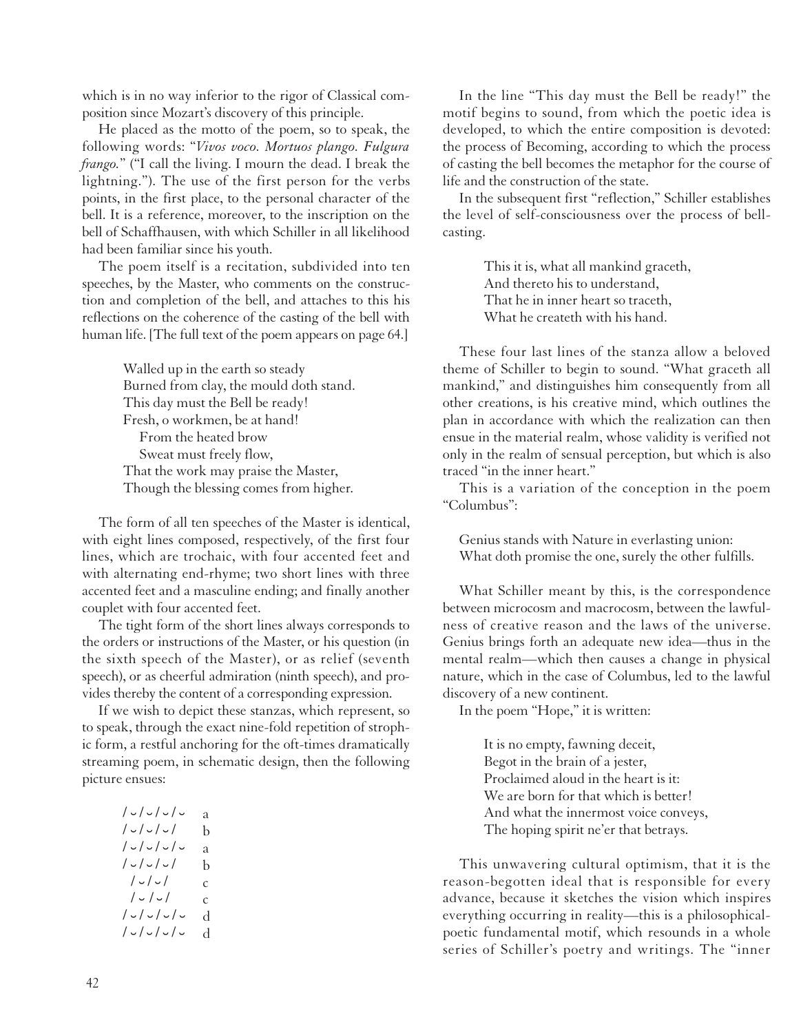which is in no way inferior to the rigor of Classical composition since Mozart's discovery of this principle.

He placed as the motto of the poem, so to speak, the following words: "*Vivos voco. Mortuos plango. Fulgura frango.*" ("I call the living. I mourn the dead. I break the lightning."). The use of the first person for the verbs points, in the first place, to the personal character of the bell. It is a reference, moreover, to the inscription on the bell of Schaffhausen, with which Schiller in all likelihood had been familiar since his youth.

The poem itself is a recitation, subdivided into ten speeches, by the Master, who comments on the construction and completion of the bell, and attaches to this his reflections on the coherence of the casting of the bell with human life. [The full text of the poem appears on page 64.]

> Walled up in the earth so steady
> Burned from clay, the mould doth stand.
> This day must the Bell be ready!
> Fresh, o workmen, be at hand!
> From the heated brow
> Sweat must freely flow,
> That the work may praise the Master,
> Though the blessing comes from higher.

The form of all ten speeches of the Master is identical, with eight lines composed, respectively, of the first four lines, which are trochaic, with four accented feet and with alternating end-rhyme; two short lines with three accented feet and a masculine ending; and finally another couplet with four accented feet.

The tight form of the short lines always corresponds to the orders or instructions of the Master, or his question (in the sixth speech of the Master), or as relief (seventh speech), or as cheerful admiration (ninth speech), and provides thereby the content of a corresponding expression.

If we wish to depict these stanzas, which represent, so to speak, through the exact nine-fold repetition of strophic form, a restful anchoring for the oft-times dramatically streaming poem, in schematic design, then the following picture ensues:

```
/ ˘ / ˘ / ˘ / ˘    a
/ ˘ / ˘ / ˘ /      b
/ ˘ / ˘ / ˘ / ˘    a
/ ˘ / ˘ / ˘ /      b
 / ˘ / ˘ /         c
 / ˘ / ˘ /         c
/ ˘ / ˘ / ˘ / ˘    d
/ ˘ / ˘ / ˘ / ˘    d
```

In the line "This day must the Bell be ready!" the motif begins to sound, from which the poetic idea is developed, to which the entire composition is devoted: the process of Becoming, according to which the process of casting the bell becomes the metaphor for the course of life and the construction of the state.

In the subsequent first "reflection," Schiller establishes the level of self-consciousness over the process of bell-casting.

> This it is, what all mankind graceth,
> And thereto his to understand,
> That he in inner heart so traceth,
> What he createth with his hand.

These four last lines of the stanza allow a beloved theme of Schiller to begin to sound. "What graceth all mankind," and distinguishes him consequently from all other creations, is his creative mind, which outlines the plan in accordance with which the realization can then ensue in the material realm, whose validity is verified not only in the realm of sensual perception, but which is also traced "in the inner heart."

This is a variation of the conception in the poem "Columbus":

> Genius stands with Nature in everlasting union:
> What doth promise the one, surely the other fulfills.

What Schiller meant by this, is the correspondence between microcosm and macrocosm, between the lawfulness of creative reason and the laws of the universe. Genius brings forth an adequate new idea—thus in the mental realm—which then causes a change in physical nature, which in the case of Columbus, led to the lawful discovery of a new continent.

In the poem "Hope," it is written:

> It is no empty, fawning deceit,
> Begot in the brain of a jester,
> Proclaimed aloud in the heart is it:
> We are born for that which is better!
> And what the innermost voice conveys,
> The hoping spirit ne'er that betrays.

This unwavering cultural optimism, that it is the reason-begotten ideal that is responsible for every advance, because it sketches the vision which inspires everything occurring in reality—this is a philosophical-poetic fundamental motif, which resounds in a whole series of Schiller's poetry and writings. The "inner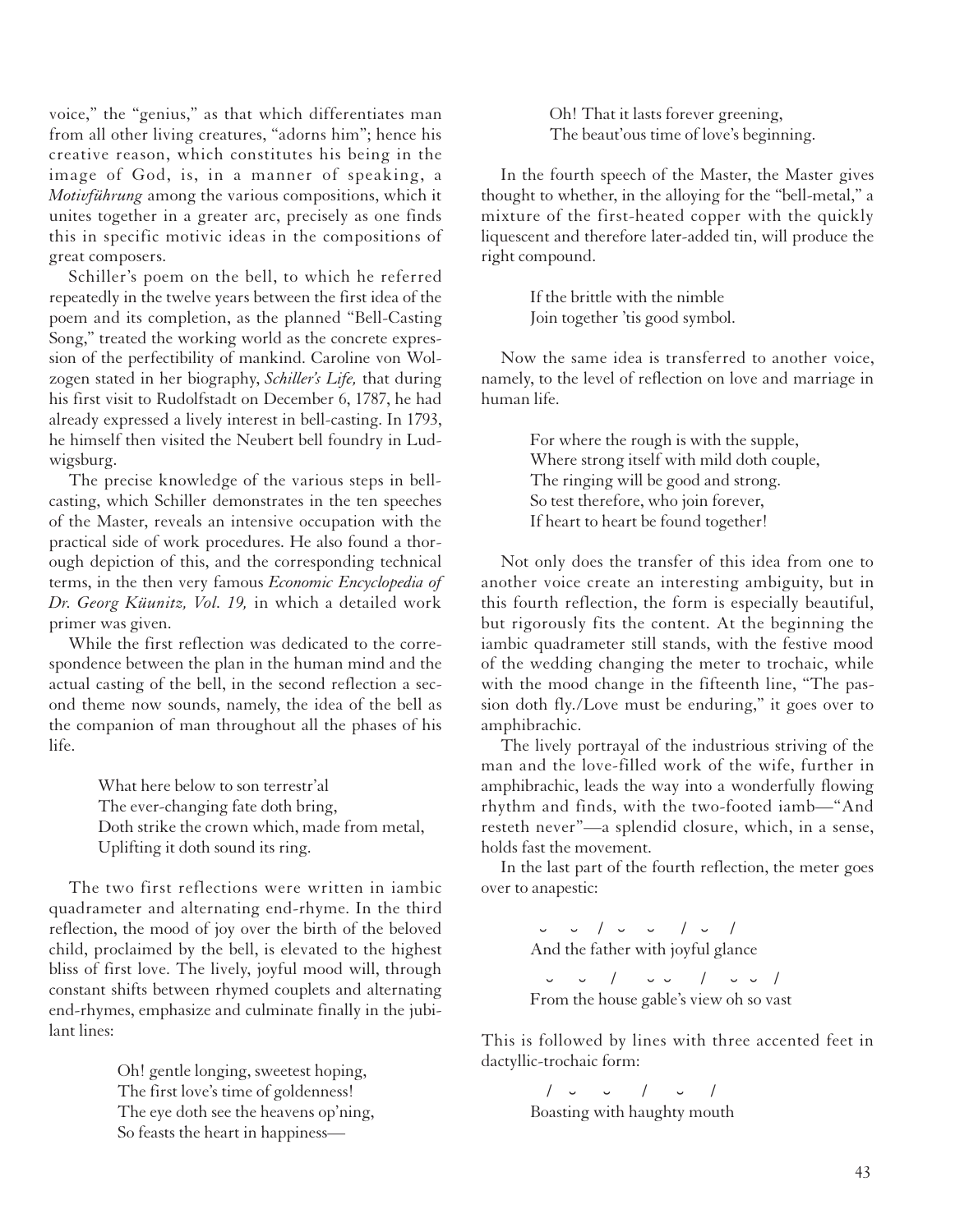voice," the "genius," as that which differentiates man from all other living creatures, "adorns him"; hence his creative reason, which constitutes his being in the image of God, is, in a manner of speaking, a *Motivführung* among the various compositions, which it unites together in a greater arc, precisely as one finds this in specific motivic ideas in the compositions of great composers.

Schiller's poem on the bell, to which he referred repeatedly in the twelve years between the first idea of the poem and its completion, as the planned "Bell-Casting Song," treated the working world as the concrete expression of the perfectibility of mankind. Caroline von Wolzogen stated in her biography, *Schiller's Life,* that during his first visit to Rudolfstadt on December 6, 1787, he had already expressed a lively interest in bell-casting. In 1793, he himself then visited the Neubert bell foundry in Ludwigsburg.

The precise knowledge of the various steps in bell-casting, which Schiller demonstrates in the ten speeches of the Master, reveals an intensive occupation with the practical side of work procedures. He also found a thorough depiction of this, and the corresponding technical terms, in the then very famous *Economic Encyclopedia of Dr. Georg Küunitz, Vol. 19,* in which a detailed work primer was given.

While the first reflection was dedicated to the correspondence between the plan in the human mind and the actual casting of the bell, in the second reflection a second theme now sounds, namely, the idea of the bell as the companion of man throughout all the phases of his life.

> What here below to son terrestr'al
> The ever-changing fate doth bring,
> Doth strike the crown which, made from metal,
> Uplifting it doth sound its ring.

The two first reflections were written in iambic quadrameter and alternating end-rhyme. In the third reflection, the mood of joy over the birth of the beloved child, proclaimed by the bell, is elevated to the highest bliss of first love. The lively, joyful mood will, through constant shifts between rhymed couplets and alternating end-rhymes, emphasize and culminate finally in the jubilant lines:

> Oh! gentle longing, sweetest hoping,
> The first love's time of goldenness!
> The eye doth see the heavens op'ning,
> So feasts the heart in happiness—
> Oh! That it lasts forever greening,
> The beaut'ous time of love's beginning.

In the fourth speech of the Master, the Master gives thought to whether, in the alloying for the "bell-metal," a mixture of the first-heated copper with the quickly liquescent and therefore later-added tin, will produce the right compound.

> If the brittle with the nimble
> Join together 'tis good symbol.

Now the same idea is transferred to another voice, namely, to the level of reflection on love and marriage in human life.

> For where the rough is with the supple,
> Where strong itself with mild doth couple,
> The ringing will be good and strong.
> So test therefore, who join forever,
> If heart to heart be found together!

Not only does the transfer of this idea from one to another voice create an interesting ambiguity, but in this fourth reflection, the form is especially beautiful, but rigorously fits the content. At the beginning the iambic quadrameter still stands, with the festive mood of the wedding changing the meter to trochaic, while with the mood change in the fifteenth line, "The passion doth fly./Love must be enduring," it goes over to amphibrachic.

The lively portrayal of the industrious striving of the man and the love-filled work of the wife, further in amphibrachic, leads the way into a wonderfully flowing rhythm and finds, with the two-footed iamb—"And resteth never"—a splendid closure, which, in a sense, holds fast the movement.

In the last part of the fourth reflection, the meter goes over to anapestic:

> ˘ ˘ / ˘ ˘ / ˘ /
> And the father with joyful glance
>
> ˘ ˘ / ˘ ˘ / ˘ ˘ /
> From the house gable's view oh so vast

This is followed by lines with three accented feet in dactyllic-trochaic form:

> / ˘ ˘ / ˘ /
> Boasting with haughty mouth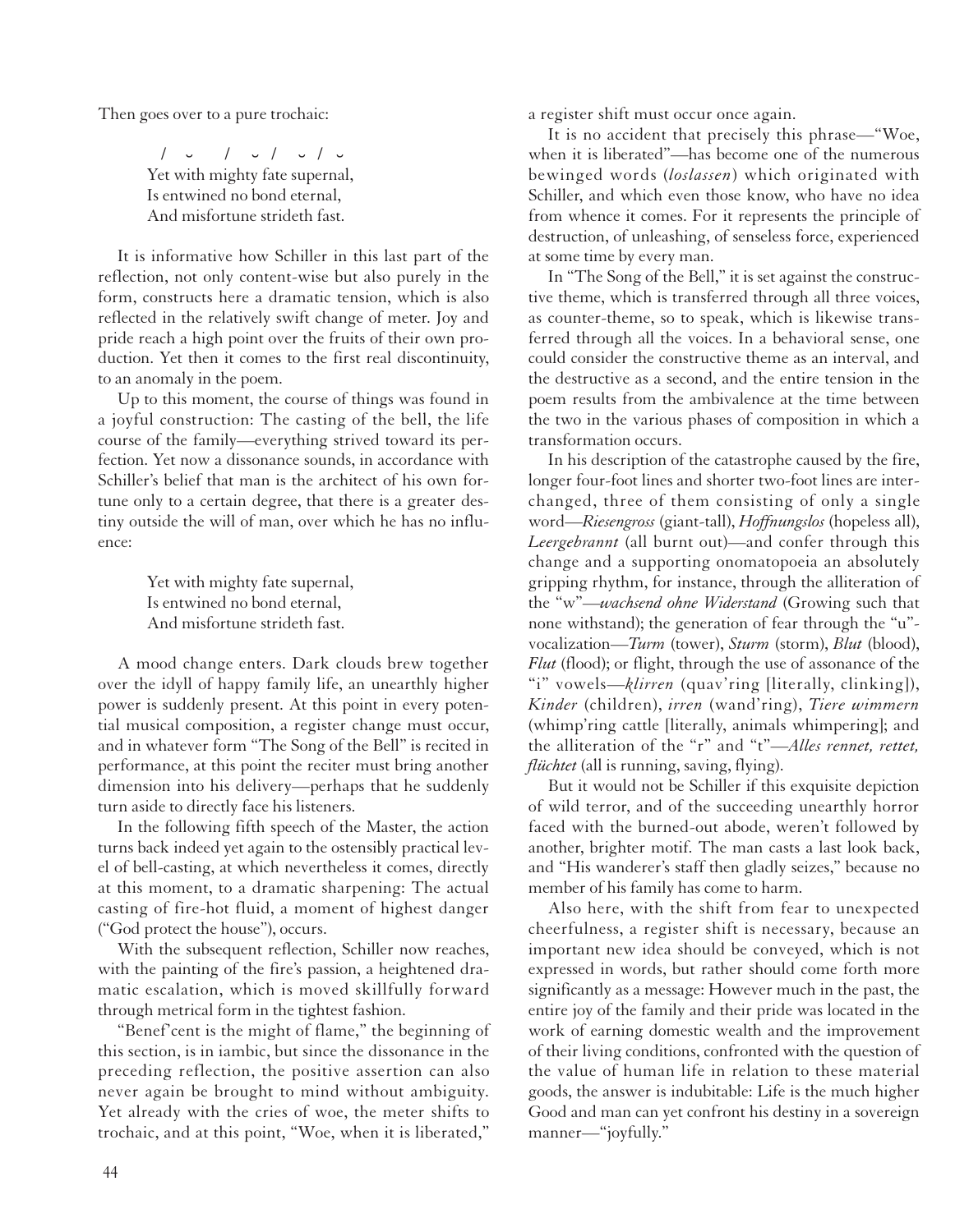Then goes over to a pure trochaic:

> / ˘ / ˘ / ˘ / ˘
> Yet with mighty fate supernal,
> Is entwined no bond eternal,
> And misfortune strideth fast.

It is informative how Schiller in this last part of the reflection, not only content-wise but also purely in the form, constructs here a dramatic tension, which is also reflected in the relatively swift change of meter. Joy and pride reach a high point over the fruits of their own production. Yet then it comes to the first real discontinuity, to an anomaly in the poem.

Up to this moment, the course of things was found in a joyful construction: The casting of the bell, the life course of the family—everything strived toward its perfection. Yet now a dissonance sounds, in accordance with Schiller's belief that man is the architect of his own fortune only to a certain degree, that there is a greater destiny outside the will of man, over which he has no influence:

> Yet with mighty fate supernal,
> Is entwined no bond eternal,
> And misfortune strideth fast.

A mood change enters. Dark clouds brew together over the idyll of happy family life, an unearthly higher power is suddenly present. At this point in every potential musical composition, a register change must occur, and in whatever form "The Song of the Bell" is recited in performance, at this point the reciter must bring another dimension into his delivery—perhaps that he suddenly turn aside to directly face his listeners.

In the following fifth speech of the Master, the action turns back indeed yet again to the ostensibly practical level of bell-casting, at which nevertheless it comes, directly at this moment, to a dramatic sharpening: The actual casting of fire-hot fluid, a moment of highest danger ("God protect the house"), occurs.

With the subsequent reflection, Schiller now reaches, with the painting of the fire's passion, a heightened dramatic escalation, which is moved skillfully forward through metrical form in the tightest fashion.

"Benef'cent is the might of flame," the beginning of this section, is in iambic, but since the dissonance in the preceding reflection, the positive assertion can also never again be brought to mind without ambiguity. Yet already with the cries of woe, the meter shifts to trochaic, and at this point, "Woe, when it is liberated," a register shift must occur once again.

It is no accident that precisely this phrase—"Woe, when it is liberated"—has become one of the numerous bewinged words (*loslassen*) which originated with Schiller, and which even those know, who have no idea from whence it comes. For it represents the principle of destruction, of unleashing, of senseless force, experienced at some time by every man.

In "The Song of the Bell," it is set against the constructive theme, which is transferred through all three voices, as counter-theme, so to speak, which is likewise transferred through all the voices. In a behavioral sense, one could consider the constructive theme as an interval, and the destructive as a second, and the entire tension in the poem results from the ambivalence at the time between the two in the various phases of composition in which a transformation occurs.

In his description of the catastrophe caused by the fire, longer four-foot lines and shorter two-foot lines are interchanged, three of them consisting of only a single word—*Riesengross* (giant-tall), *Hoffnungslos* (hopeless all), *Leergebrannt* (all burnt out)—and confer through this change and a supporting onomatopoeia an absolutely gripping rhythm, for instance, through the alliteration of the "w"—*wachsend ohne Widerstand* (Growing such that none withstand); the generation of fear through the "u"-vocalization—*Turm* (tower), *Sturm* (storm), *Blut* (blood), *Flut* (flood); or flight, through the use of assonance of the "i" vowels—*klirren* (quav'ring [literally, clinking]), *Kinder* (children), *irren* (wand'ring), *Tiere wimmern* (whimp'ring cattle [literally, animals whimpering]; and the alliteration of the "r" and "t"—*Alles rennet, rettet, flüchtet* (all is running, saving, flying).

But it would not be Schiller if this exquisite depiction of wild terror, and of the succeeding unearthly horror faced with the burned-out abode, weren't followed by another, brighter motif. The man casts a last look back, and "His wanderer's staff then gladly seizes," because no member of his family has come to harm.

Also here, with the shift from fear to unexpected cheerfulness, a register shift is necessary, because an important new idea should be conveyed, which is not expressed in words, but rather should come forth more significantly as a message: However much in the past, the entire joy of the family and their pride was located in the work of earning domestic wealth and the improvement of their living conditions, confronted with the question of the value of human life in relation to these material goods, the answer is indubitable: Life is the much higher Good and man can yet confront his destiny in a sovereign manner—"joyfully."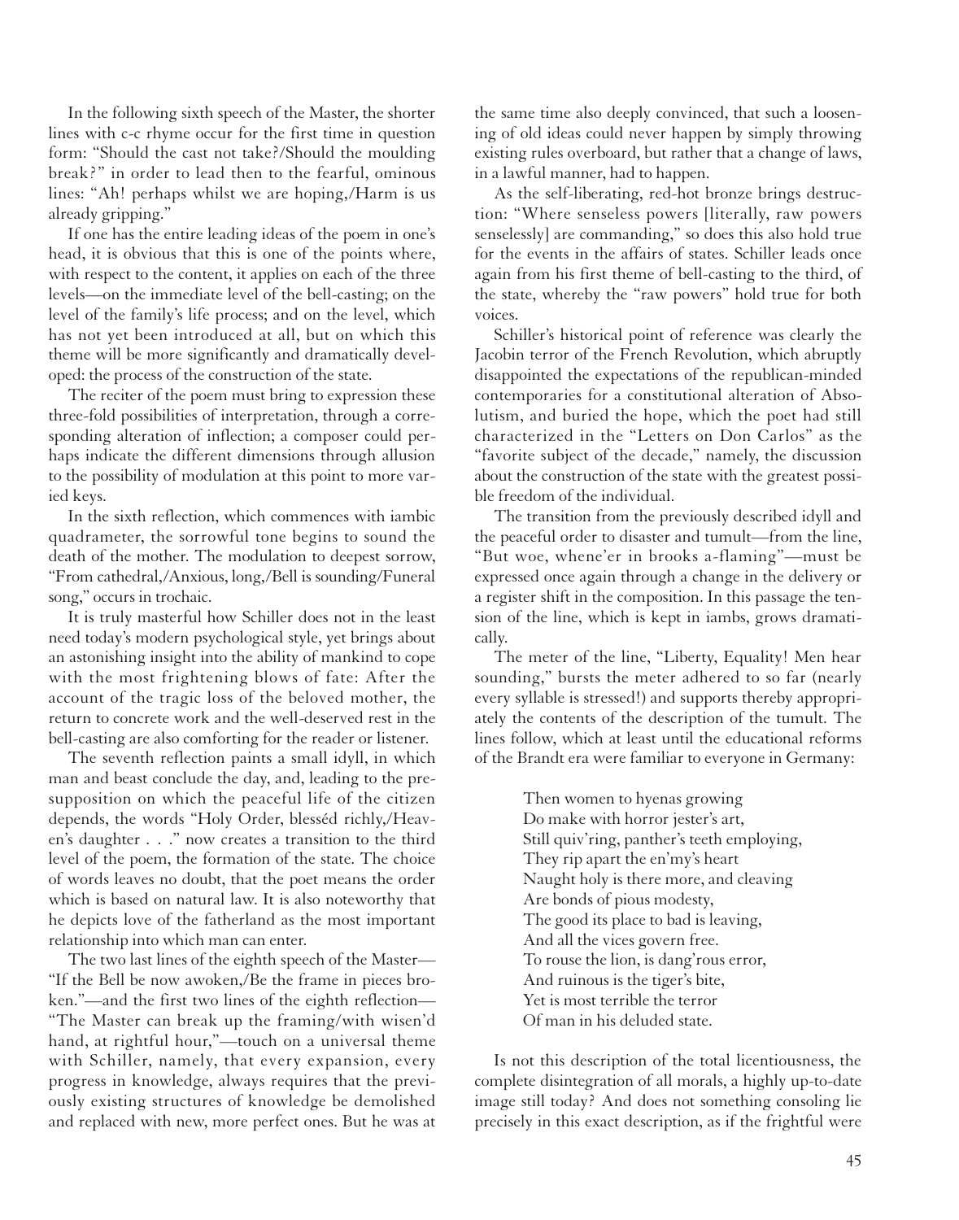In the following sixth speech of the Master, the shorter lines with c-c rhyme occur for the first time in question form: "Should the cast not take?/Should the moulding break?" in order to lead then to the fearful, ominous lines: "Ah! perhaps whilst we are hoping,/Harm is us already gripping."

If one has the entire leading ideas of the poem in one's head, it is obvious that this is one of the points where, with respect to the content, it applies on each of the three levels—on the immediate level of the bell-casting; on the level of the family's life process; and on the level, which has not yet been introduced at all, but on which this theme will be more significantly and dramatically developed: the process of the construction of the state.

The reciter of the poem must bring to expression these three-fold possibilities of interpretation, through a corresponding alteration of inflection; a composer could perhaps indicate the different dimensions through allusion to the possibility of modulation at this point to more varied keys.

In the sixth reflection, which commences with iambic quadrameter, the sorrowful tone begins to sound the death of the mother. The modulation to deepest sorrow, "From cathedral,/Anxious, long,/Bell is sounding/Funeral song," occurs in trochaic.

It is truly masterful how Schiller does not in the least need today's modern psychological style, yet brings about an astonishing insight into the ability of mankind to cope with the most frightening blows of fate: After the account of the tragic loss of the beloved mother, the return to concrete work and the well-deserved rest in the bell-casting are also comforting for the reader or listener.

The seventh reflection paints a small idyll, in which man and beast conclude the day, and, leading to the presupposition on which the peaceful life of the citizen depends, the words "Holy Order, blesséd richly,/Heaven's daughter . . ." now creates a transition to the third level of the poem, the formation of the state. The choice of words leaves no doubt, that the poet means the order which is based on natural law. It is also noteworthy that he depicts love of the fatherland as the most important relationship into which man can enter.

The two last lines of the eighth speech of the Master—"If the Bell be now awoken,/Be the frame in pieces broken."—and the first two lines of the eighth reflection—"The Master can break up the framing/with wisen'd hand, at rightful hour,"—touch on a universal theme with Schiller, namely, that every expansion, every progress in knowledge, always requires that the previously existing structures of knowledge be demolished and replaced with new, more perfect ones. But he was at the same time also deeply convinced, that such a loosening of old ideas could never happen by simply throwing existing rules overboard, but rather that a change of laws, in a lawful manner, had to happen.

As the self-liberating, red-hot bronze brings destruction: "Where senseless powers [literally, raw powers senselessly] are commanding," so does this also hold true for the events in the affairs of states. Schiller leads once again from his first theme of bell-casting to the third, of the state, whereby the "raw powers" hold true for both voices.

Schiller's historical point of reference was clearly the Jacobin terror of the French Revolution, which abruptly disappointed the expectations of the republican-minded contemporaries for a constitutional alteration of Absolutism, and buried the hope, which the poet had still characterized in the "Letters on Don Carlos" as the "favorite subject of the decade," namely, the discussion about the construction of the state with the greatest possible freedom of the individual.

The transition from the previously described idyll and the peaceful order to disaster and tumult—from the line, "But woe, whene'er in brooks a-flaming"—must be expressed once again through a change in the delivery or a register shift in the composition. In this passage the tension of the line, which is kept in iambs, grows dramatically.

The meter of the line, "Liberty, Equality! Men hear sounding," bursts the meter adhered to so far (nearly every syllable is stressed!) and supports thereby appropriately the contents of the description of the tumult. The lines follow, which at least until the educational reforms of the Brandt era were familiar to everyone in Germany:

> Then women to hyenas growing
> Do make with horror jester's art,
> Still quiv'ring, panther's teeth employing,
> They rip apart the en'my's heart
> Naught holy is there more, and cleaving
> Are bonds of pious modesty,
> The good its place to bad is leaving,
> And all the vices govern free.
> To rouse the lion, is dang'rous error,
> And ruinous is the tiger's bite,
> Yet is most terrible the terror
> Of man in his deluded state.

Is not this description of the total licentiousness, the complete disintegration of all morals, a highly up-to-date image still today? And does not something consoling lie precisely in this exact description, as if the frightful were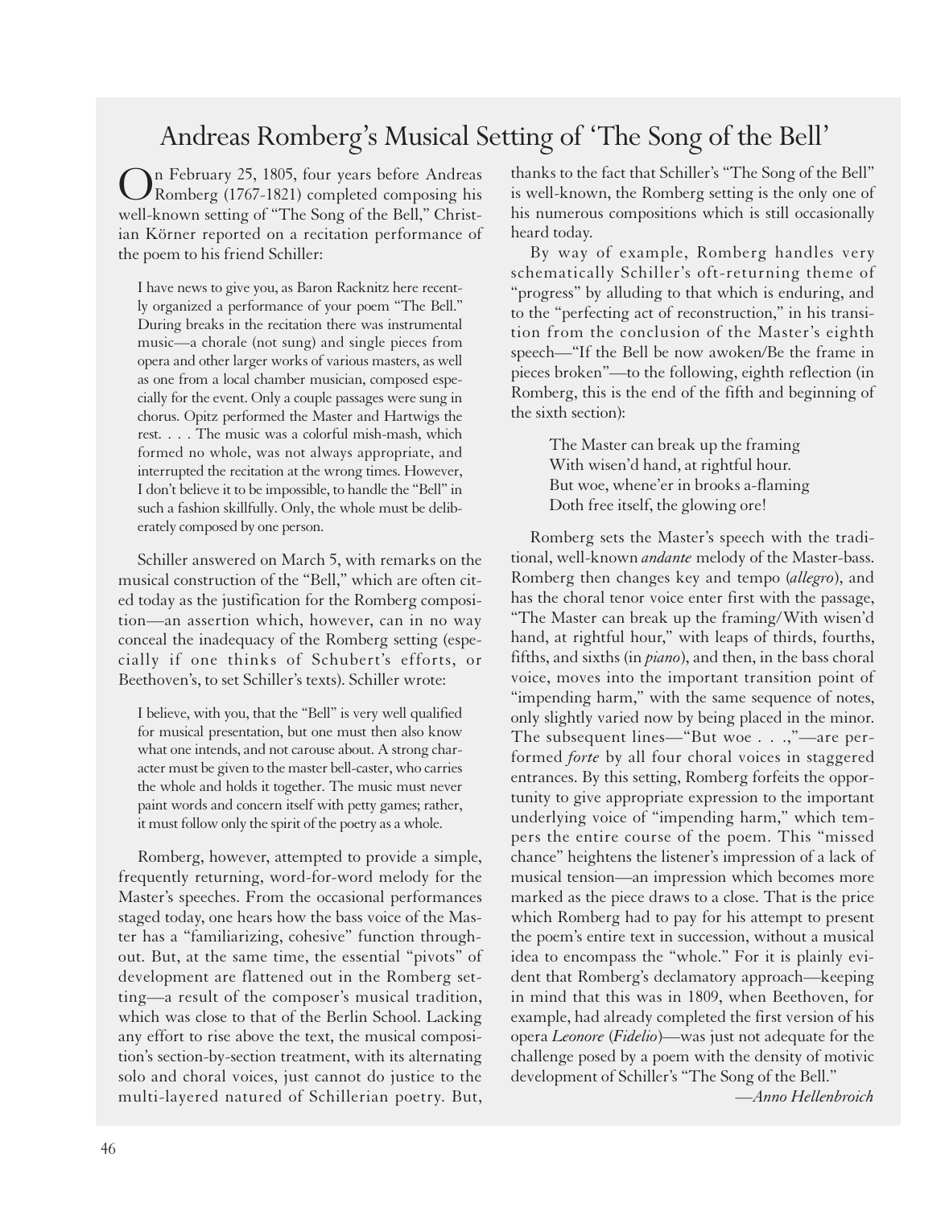# Andreas Romberg's Musical Setting of 'The Song of the Bell'

On February 25, 1805, four years before Andreas Romberg (1767-1821) completed composing his well-known setting of "The Song of the Bell," Christian Körner reported on a recitation performance of the poem to his friend Schiller:

> I have news to give you, as Baron Racknitz here recently organized a performance of your poem "The Bell." During breaks in the recitation there was instrumental music—a chorale (not sung) and single pieces from opera and other larger works of various masters, as well as one from a local chamber musician, composed especially for the event. Only a couple passages were sung in chorus. Opitz performed the Master and Hartwigs the rest. . . . The music was a colorful mish-mash, which formed no whole, was not always appropriate, and interrupted the recitation at the wrong times. However, I don't believe it to be impossible, to handle the "Bell" in such a fashion skillfully. Only, the whole must be deliberately composed by one person.

Schiller answered on March 5, with remarks on the musical construction of the "Bell," which are often cited today as the justification for the Romberg composition—an assertion which, however, can in no way conceal the inadequacy of the Romberg setting (especially if one thinks of Schubert's efforts, or Beethoven's, to set Schiller's texts). Schiller wrote:

> I believe, with you, that the "Bell" is very well qualified for musical presentation, but one must then also know what one intends, and not carouse about. A strong character must be given to the master bell-caster, who carries the whole and holds it together. The music must never paint words and concern itself with petty games; rather, it must follow only the spirit of the poetry as a whole.

Romberg, however, attempted to provide a simple, frequently returning, word-for-word melody for the Master's speeches. From the occasional performances staged today, one hears how the bass voice of the Master has a "familiarizing, cohesive" function throughout. But, at the same time, the essential "pivots" of development are flattened out in the Romberg setting—a result of the composer's musical tradition, which was close to that of the Berlin School. Lacking any effort to rise above the text, the musical composition's section-by-section treatment, with its alternating solo and choral voices, just cannot do justice to the multi-layered natured of Schillerian poetry. But, thanks to the fact that Schiller's "The Song of the Bell" is well-known, the Romberg setting is the only one of his numerous compositions which is still occasionally heard today.

By way of example, Romberg handles very schematically Schiller's oft-returning theme of "progress" by alluding to that which is enduring, and to the "perfecting act of reconstruction," in his transition from the conclusion of the Master's eighth speech—"If the Bell be now awoken/Be the frame in pieces broken"—to the following, eighth reflection (in Romberg, this is the end of the fifth and beginning of the sixth section):

> The Master can break up the framing
> With wisen'd hand, at rightful hour.
> But woe, whene'er in brooks a-flaming
> Doth free itself, the glowing ore!

Romberg sets the Master's speech with the traditional, well-known *andante* melody of the Master-bass. Romberg then changes key and tempo (*allegro*), and has the choral tenor voice enter first with the passage, "The Master can break up the framing/With wisen'd hand, at rightful hour," with leaps of thirds, fourths, fifths, and sixths (in *piano*), and then, in the bass choral voice, moves into the important transition point of "impending harm," with the same sequence of notes, only slightly varied now by being placed in the minor. The subsequent lines—"But woe . . .,"—are performed *forte* by all four choral voices in staggered entrances. By this setting, Romberg forfeits the opportunity to give appropriate expression to the important underlying voice of "impending harm," which tempers the entire course of the poem. This "missed chance" heightens the listener's impression of a lack of musical tension—an impression which becomes more marked as the piece draws to a close. That is the price which Romberg had to pay for his attempt to present the poem's entire text in succession, without a musical idea to encompass the "whole." For it is plainly evident that Romberg's declamatory approach—keeping in mind that this was in 1809, when Beethoven, for example, had already completed the first version of his opera *Leonore* (*Fidelio*)—was just not adequate for the challenge posed by a poem with the density of motivic development of Schiller's "The Song of the Bell."

*—Anno Hellenbroich*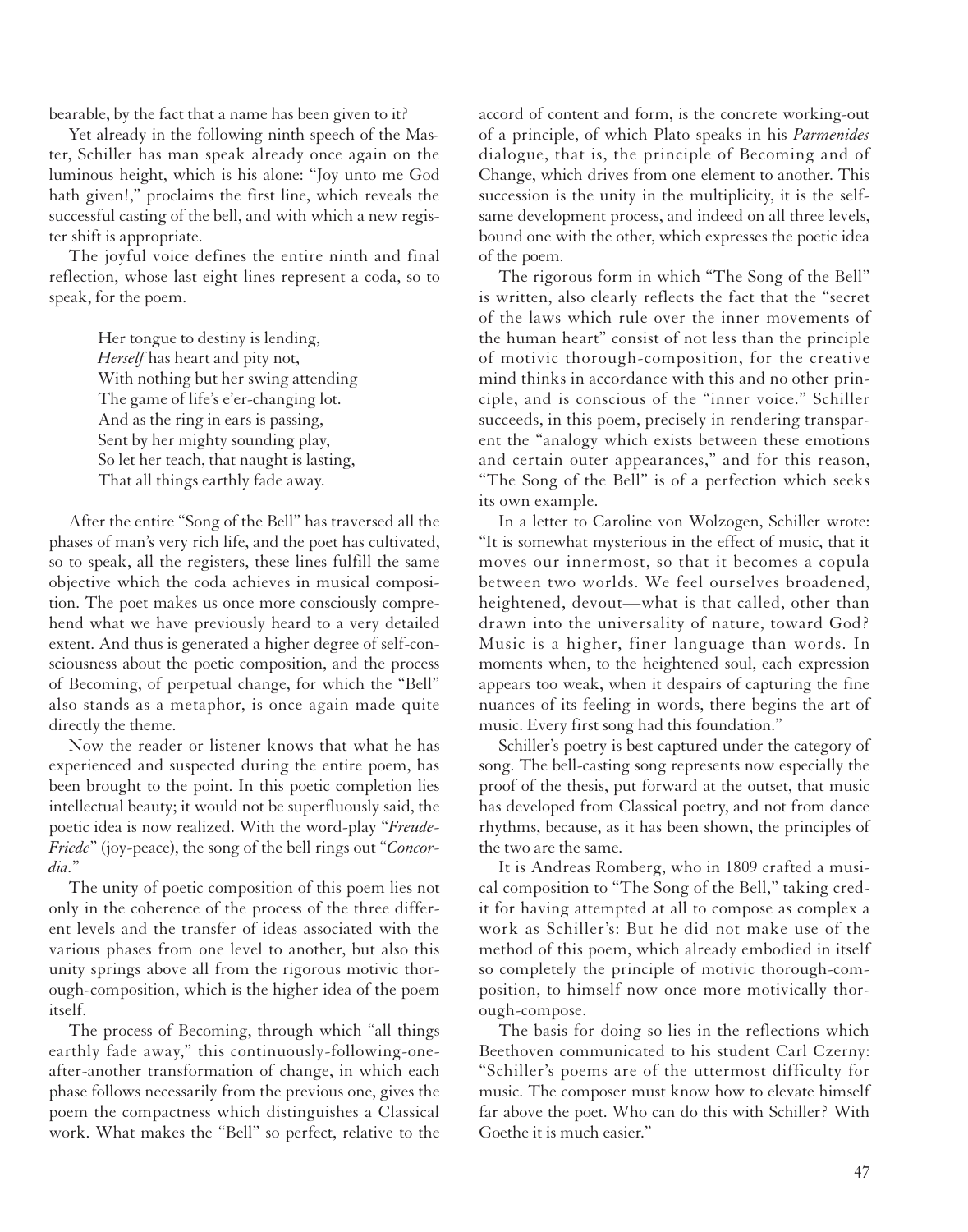bearable, by the fact that a name has been given to it?

Yet already in the following ninth speech of the Master, Schiller has man speak already once again on the luminous height, which is his alone: "Joy unto me God hath given!," proclaims the first line, which reveals the successful casting of the bell, and with which a new register shift is appropriate.

The joyful voice defines the entire ninth and final reflection, whose last eight lines represent a coda, so to speak, for the poem.

> Her tongue to destiny is lending,
> *Herself* has heart and pity not,
> With nothing but her swing attending
> The game of life's e'er-changing lot.
> And as the ring in ears is passing,
> Sent by her mighty sounding play,
> So let her teach, that naught is lasting,
> That all things earthly fade away.

After the entire "Song of the Bell" has traversed all the phases of man's very rich life, and the poet has cultivated, so to speak, all the registers, these lines fulfill the same objective which the coda achieves in musical composition. The poet makes us once more consciously comprehend what we have previously heard to a very detailed extent. And thus is generated a higher degree of self-consciousness about the poetic composition, and the process of Becoming, of perpetual change, for which the "Bell" also stands as a metaphor, is once again made quite directly the theme.

Now the reader or listener knows that what he has experienced and suspected during the entire poem, has been brought to the point. In this poetic completion lies intellectual beauty; it would not be superfluously said, the poetic idea is now realized. With the word-play "*Freude-Friede*" (joy-peace), the song of the bell rings out "*Concordia*."

The unity of poetic composition of this poem lies not only in the coherence of the process of the three different levels and the transfer of ideas associated with the various phases from one level to another, but also this unity springs above all from the rigorous motivic thorough-composition, which is the higher idea of the poem itself.

The process of Becoming, through which "all things earthly fade away," this continuously-following-one-after-another transformation of change, in which each phase follows necessarily from the previous one, gives the poem the compactness which distinguishes a Classical work. What makes the "Bell" so perfect, relative to the accord of content and form, is the concrete working-out of a principle, of which Plato speaks in his *Parmenides* dialogue, that is, the principle of Becoming and of Change, which drives from one element to another. This succession is the unity in the multiplicity, it is the selfsame development process, and indeed on all three levels, bound one with the other, which expresses the poetic idea of the poem.

The rigorous form in which "The Song of the Bell" is written, also clearly reflects the fact that the "secret of the laws which rule over the inner movements of the human heart" consist of not less than the principle of motivic thorough-composition, for the creative mind thinks in accordance with this and no other principle, and is conscious of the "inner voice." Schiller succeeds, in this poem, precisely in rendering transparent the "analogy which exists between these emotions and certain outer appearances," and for this reason, "The Song of the Bell" is of a perfection which seeks its own example.

In a letter to Caroline von Wolzogen, Schiller wrote: "It is somewhat mysterious in the effect of music, that it moves our innermost, so that it becomes a copula between two worlds. We feel ourselves broadened, heightened, devout—what is that called, other than drawn into the universality of nature, toward God? Music is a higher, finer language than words. In moments when, to the heightened soul, each expression appears too weak, when it despairs of capturing the fine nuances of its feeling in words, there begins the art of music. Every first song had this foundation."

Schiller's poetry is best captured under the category of song. The bell-casting song represents now especially the proof of the thesis, put forward at the outset, that music has developed from Classical poetry, and not from dance rhythms, because, as it has been shown, the principles of the two are the same.

It is Andreas Romberg, who in 1809 crafted a musical composition to "The Song of the Bell," taking credit for having attempted at all to compose as complex a work as Schiller's: But he did not make use of the method of this poem, which already embodied in itself so completely the principle of motivic thorough-composition, to himself now once more motivically thorough-compose.

The basis for doing so lies in the reflections which Beethoven communicated to his student Carl Czerny: "Schiller's poems are of the uttermost difficulty for music. The composer must know how to elevate himself far above the poet. Who can do this with Schiller? With Goethe it is much easier."